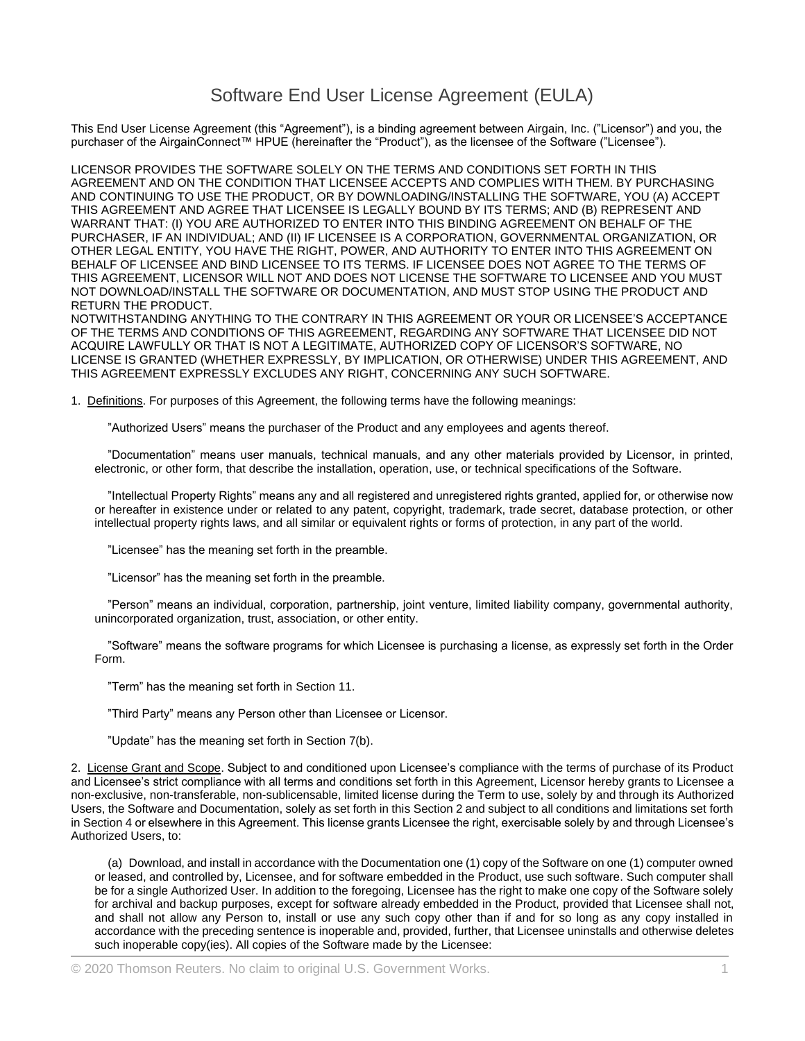# Software End User License Agreement (EULA)

This End User License Agreement (this “Agreement”), is a binding agreement between Airgain, Inc. (”Licensor”) and you, the purchaser of the AirgainConnect™ HPUE (hereinafter the “Product”), as the licensee of the Software (”Licensee”).

LICENSOR PROVIDES THE SOFTWARE SOLELY ON THE TERMS AND CONDITIONS SET FORTH IN THIS AGREEMENT AND ON THE CONDITION THAT LICENSEE ACCEPTS AND COMPLIES WITH THEM. BY PURCHASING AND CONTINUING TO USE THE PRODUCT, OR BY DOWNLOADING/INSTALLING THE SOFTWARE, YOU (A) ACCEPT THIS AGREEMENT AND AGREE THAT LICENSEE IS LEGALLY BOUND BY ITS TERMS; AND (B) REPRESENT AND WARRANT THAT: (I) YOU ARE AUTHORIZED TO ENTER INTO THIS BINDING AGREEMENT ON BEHALF OF THE PURCHASER, IF AN INDIVIDUAL; AND (II) IF LICENSEE IS A CORPORATION, GOVERNMENTAL ORGANIZATION, OR OTHER LEGAL ENTITY, YOU HAVE THE RIGHT, POWER, AND AUTHORITY TO ENTER INTO THIS AGREEMENT ON BEHALF OF LICENSEE AND BIND LICENSEE TO ITS TERMS. IF LICENSEE DOES NOT AGREE TO THE TERMS OF THIS AGREEMENT, LICENSOR WILL NOT AND DOES NOT LICENSE THE SOFTWARE TO LICENSEE AND YOU MUST NOT DOWNLOAD/INSTALL THE SOFTWARE OR DOCUMENTATION, AND MUST STOP USING THE PRODUCT AND RETURN THE PRODUCT.
NOTWITHSTANDING ANYTHING TO THE CONTRARY IN THIS AGREEMENT OR YOUR OR LICENSEE’S ACCEPTANCE OF THE TERMS AND CONDITIONS OF THIS AGREEMENT, REGARDING ANY SOFTWARE THAT LICENSEE DID NOT ACQUIRE LAWFULLY OR THAT IS NOT A LEGITIMATE, AUTHORIZED COPY OF LICENSOR’S SOFTWARE, NO LICENSE IS GRANTED (WHETHER EXPRESSLY, BY IMPLICATION, OR OTHERWISE) UNDER THIS AGREEMENT, AND THIS AGREEMENT EXPRESSLY EXCLUDES ANY RIGHT, CONCERNING ANY SUCH SOFTWARE.

1. Definitions. For purposes of this Agreement, the following terms have the following meanings:

”Authorized Users” means the purchaser of the Product and any employees and agents thereof.

”Documentation” means user manuals, technical manuals, and any other materials provided by Licensor, in printed, electronic, or other form, that describe the installation, operation, use, or technical specifications of the Software.

”Intellectual Property Rights” means any and all registered and unregistered rights granted, applied for, or otherwise now or hereafter in existence under or related to any patent, copyright, trademark, trade secret, database protection, or other intellectual property rights laws, and all similar or equivalent rights or forms of protection, in any part of the world.

”Licensee” has the meaning set forth in the preamble.

”Licensor” has the meaning set forth in the preamble.

”Person” means an individual, corporation, partnership, joint venture, limited liability company, governmental authority, unincorporated organization, trust, association, or other entity.

”Software” means the software programs for which Licensee is purchasing a license, as expressly set forth in the Order Form.

”Term” has the meaning set forth in Section 11.

”Third Party” means any Person other than Licensee or Licensor.

”Update” has the meaning set forth in Section 7(b).

2. License Grant and Scope. Subject to and conditioned upon Licensee’s compliance with the terms of purchase of its Product and Licensee’s strict compliance with all terms and conditions set forth in this Agreement, Licensor hereby grants to Licensee a non-exclusive, non-transferable, non-sublicensable, limited license during the Term to use, solely by and through its Authorized Users, the Software and Documentation, solely as set forth in this Section 2 and subject to all conditions and limitations set forth in Section 4 or elsewhere in this Agreement. This license grants Licensee the right, exercisable solely by and through Licensee’s Authorized Users, to:

(a) Download, and install in accordance with the Documentation one (1) copy of the Software on one (1) computer owned or leased, and controlled by, Licensee, and for software embedded in the Product, use such software. Such computer shall be for a single Authorized User. In addition to the foregoing, Licensee has the right to make one copy of the Software solely for archival and backup purposes, except for software already embedded in the Product, provided that Licensee shall not, and shall not allow any Person to, install or use any such copy other than if and for so long as any copy installed in accordance with the preceding sentence is inoperable and, provided, further, that Licensee uninstalls and otherwise deletes such inoperable copy(ies). All copies of the Software made by the Licensee: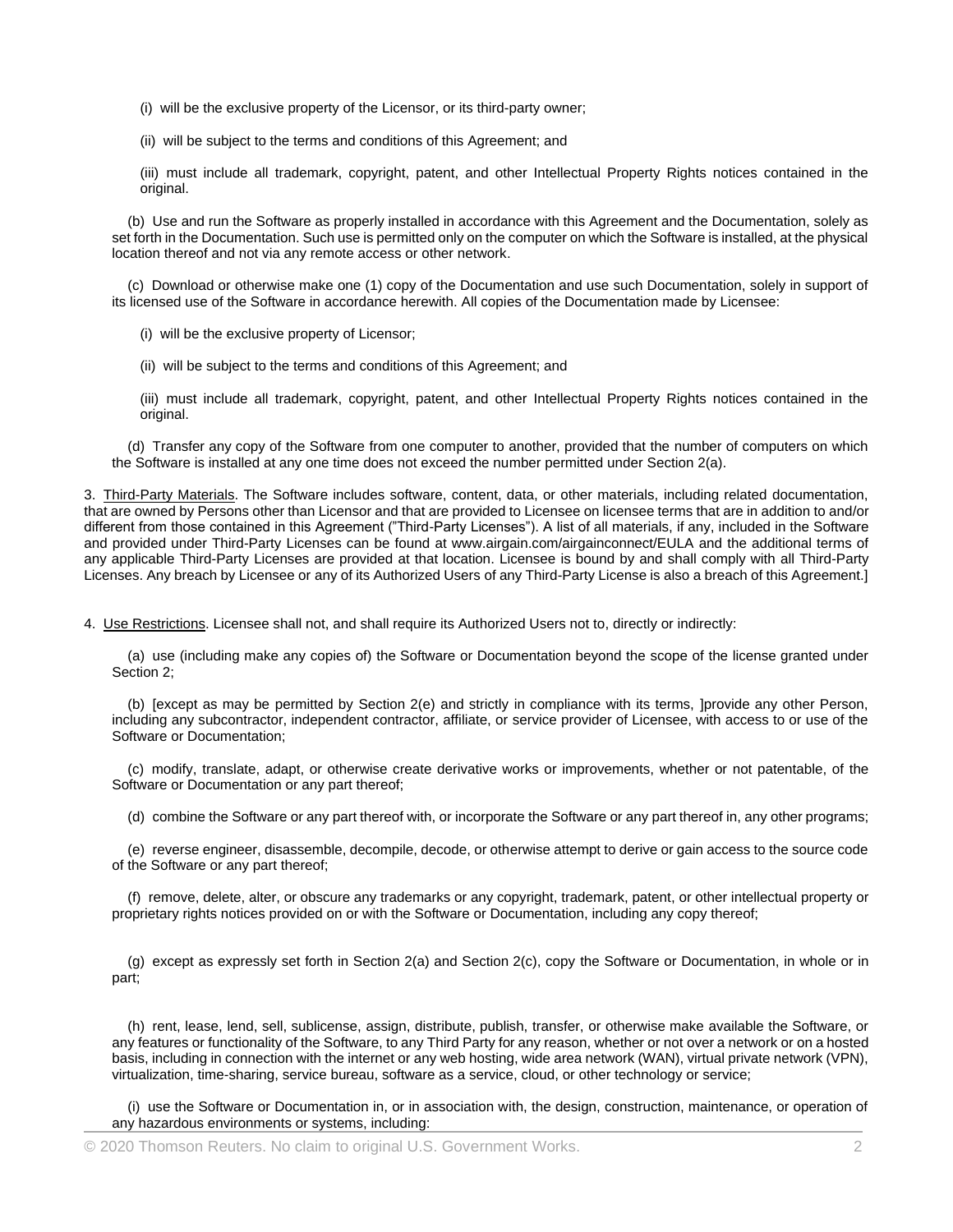(i) will be the exclusive property of the Licensor, or its third-party owner;

(ii) will be subject to the terms and conditions of this Agreement; and

(iii) must include all trademark, copyright, patent, and other Intellectual Property Rights notices contained in the original.

(b) Use and run the Software as properly installed in accordance with this Agreement and the Documentation, solely as set forth in the Documentation. Such use is permitted only on the computer on which the Software is installed, at the physical location thereof and not via any remote access or other network.

(c) Download or otherwise make one (1) copy of the Documentation and use such Documentation, solely in support of its licensed use of the Software in accordance herewith. All copies of the Documentation made by Licensee:

(i) will be the exclusive property of Licensor;

(ii) will be subject to the terms and conditions of this Agreement; and

(iii) must include all trademark, copyright, patent, and other Intellectual Property Rights notices contained in the original.

(d) Transfer any copy of the Software from one computer to another, provided that the number of computers on which the Software is installed at any one time does not exceed the number permitted under Section 2(a).

3. <u>Third-Party Materials</u>. The Software includes software, content, data, or other materials, including related documentation, that are owned by Persons other than Licensor and that are provided to Licensee on licensee terms that are in addition to and/or different from those contained in this Agreement ("Third-Party Licenses"). A list of all materials, if any, included in the Software and provided under Third-Party Licenses can be found at www.airgain.com/airgainconnect/EULA and the additional terms of any applicable Third-Party Licenses are provided at that location. Licensee is bound by and shall comply with all Third-Party Licenses. Any breach by Licensee or any of its Authorized Users of any Third-Party License is also a breach of this Agreement.]

4. <u>Use Restrictions</u>. Licensee shall not, and shall require its Authorized Users not to, directly or indirectly:

(a) use (including make any copies of) the Software or Documentation beyond the scope of the license granted under Section 2;

(b) [except as may be permitted by Section 2(e) and strictly in compliance with its terms, ]provide any other Person, including any subcontractor, independent contractor, affiliate, or service provider of Licensee, with access to or use of the Software or Documentation;

(c) modify, translate, adapt, or otherwise create derivative works or improvements, whether or not patentable, of the Software or Documentation or any part thereof;

(d) combine the Software or any part thereof with, or incorporate the Software or any part thereof in, any other programs;

(e) reverse engineer, disassemble, decompile, decode, or otherwise attempt to derive or gain access to the source code of the Software or any part thereof;

(f) remove, delete, alter, or obscure any trademarks or any copyright, trademark, patent, or other intellectual property or proprietary rights notices provided on or with the Software or Documentation, including any copy thereof;

(g) except as expressly set forth in Section 2(a) and Section 2(c), copy the Software or Documentation, in whole or in part;

(h) rent, lease, lend, sell, sublicense, assign, distribute, publish, transfer, or otherwise make available the Software, or any features or functionality of the Software, to any Third Party for any reason, whether or not over a network or on a hosted basis, including in connection with the internet or any web hosting, wide area network (WAN), virtual private network (VPN), virtualization, time-sharing, service bureau, software as a service, cloud, or other technology or service;

(i) use the Software or Documentation in, or in association with, the design, construction, maintenance, or operation of any hazardous environments or systems, including: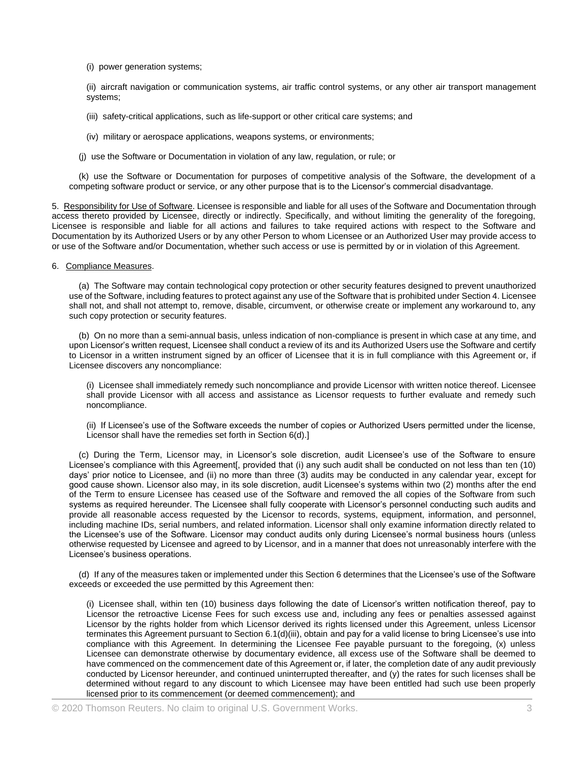(i) power generation systems;

(ii) aircraft navigation or communication systems, air traffic control systems, or any other air transport management systems;

(iii) safety-critical applications, such as life-support or other critical care systems; and

(iv) military or aerospace applications, weapons systems, or environments;

(j) use the Software or Documentation in violation of any law, regulation, or rule; or

(k) use the Software or Documentation for purposes of competitive analysis of the Software, the development of a competing software product or service, or any other purpose that is to the Licensor's commercial disadvantage.

5. Responsibility for Use of Software. Licensee is responsible and liable for all uses of the Software and Documentation through access thereto provided by Licensee, directly or indirectly. Specifically, and without limiting the generality of the foregoing, Licensee is responsible and liable for all actions and failures to take required actions with respect to the Software and Documentation by its Authorized Users or by any other Person to whom Licensee or an Authorized User may provide access to or use of the Software and/or Documentation, whether such access or use is permitted by or in violation of this Agreement.

6. Compliance Measures.

(a) The Software may contain technological copy protection or other security features designed to prevent unauthorized use of the Software, including features to protect against any use of the Software that is prohibited under Section 4. Licensee shall not, and shall not attempt to, remove, disable, circumvent, or otherwise create or implement any workaround to, any such copy protection or security features.

(b) On no more than a semi-annual basis, unless indication of non-compliance is present in which case at any time, and upon Licensor's written request, Licensee shall conduct a review of its and its Authorized Users use the Software and certify to Licensor in a written instrument signed by an officer of Licensee that it is in full compliance with this Agreement or, if Licensee discovers any noncompliance:

(i) Licensee shall immediately remedy such noncompliance and provide Licensor with written notice thereof. Licensee shall provide Licensor with all access and assistance as Licensor requests to further evaluate and remedy such noncompliance.

(ii) If Licensee's use of the Software exceeds the number of copies or Authorized Users permitted under the license, Licensor shall have the remedies set forth in Section 6(d).]

(c) During the Term, Licensor may, in Licensor's sole discretion, audit Licensee's use of the Software to ensure Licensee's compliance with this Agreement[, provided that (i) any such audit shall be conducted on not less than ten (10) days' prior notice to Licensee, and (ii) no more than three (3) audits may be conducted in any calendar year, except for good cause shown. Licensor also may, in its sole discretion, audit Licensee's systems within two (2) months after the end of the Term to ensure Licensee has ceased use of the Software and removed the all copies of the Software from such systems as required hereunder. The Licensee shall fully cooperate with Licensor's personnel conducting such audits and provide all reasonable access requested by the Licensor to records, systems, equipment, information, and personnel, including machine IDs, serial numbers, and related information. Licensor shall only examine information directly related to the Licensee's use of the Software. Licensor may conduct audits only during Licensee's normal business hours (unless otherwise requested by Licensee and agreed to by Licensor, and in a manner that does not unreasonably interfere with the Licensee's business operations.

(d) If any of the measures taken or implemented under this Section 6 determines that the Licensee's use of the Software exceeds or exceeded the use permitted by this Agreement then:

(i) Licensee shall, within ten (10) business days following the date of Licensor's written notification thereof, pay to Licensor the retroactive License Fees for such excess use and, including any fees or penalties assessed against Licensor by the rights holder from which Licensor derived its rights licensed under this Agreement, unless Licensor terminates this Agreement pursuant to Section 6.1(d)(iii), obtain and pay for a valid license to bring Licensee's use into compliance with this Agreement. In determining the Licensee Fee payable pursuant to the foregoing, (x) unless Licensee can demonstrate otherwise by documentary evidence, all excess use of the Software shall be deemed to have commenced on the commencement date of this Agreement or, if later, the completion date of any audit previously conducted by Licensor hereunder, and continued uninterrupted thereafter, and (y) the rates for such licenses shall be determined without regard to any discount to which Licensee may have been entitled had such use been properly licensed prior to its commencement (or deemed commencement); and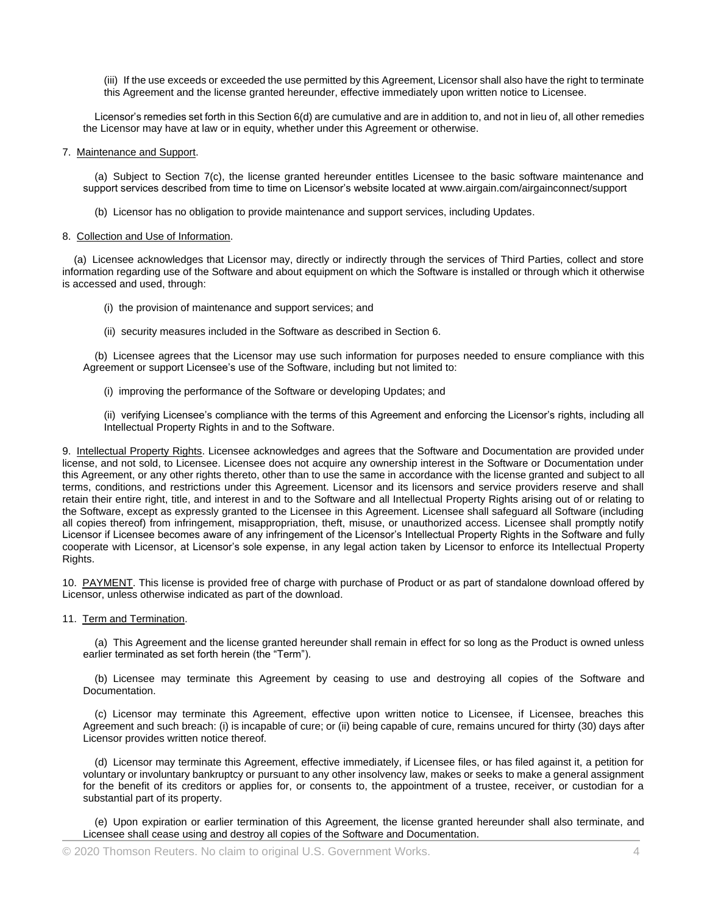(iii) If the use exceeds or exceeded the use permitted by this Agreement, Licensor shall also have the right to terminate this Agreement and the license granted hereunder, effective immediately upon written notice to Licensee.

Licensor's remedies set forth in this Section 6(d) are cumulative and are in addition to, and not in lieu of, all other remedies the Licensor may have at law or in equity, whether under this Agreement or otherwise.

7. Maintenance and Support.

(a) Subject to Section 7(c), the license granted hereunder entitles Licensee to the basic software maintenance and support services described from time to time on Licensor's website located at www.airgain.com/airgainconnect/support

(b) Licensor has no obligation to provide maintenance and support services, including Updates.

8. Collection and Use of Information.

(a) Licensee acknowledges that Licensor may, directly or indirectly through the services of Third Parties, collect and store information regarding use of the Software and about equipment on which the Software is installed or through which it otherwise is accessed and used, through:

(i) the provision of maintenance and support services; and

(ii) security measures included in the Software as described in Section 6.

(b) Licensee agrees that the Licensor may use such information for purposes needed to ensure compliance with this Agreement or support Licensee's use of the Software, including but not limited to:

(i) improving the performance of the Software or developing Updates; and

(ii) verifying Licensee's compliance with the terms of this Agreement and enforcing the Licensor's rights, including all Intellectual Property Rights in and to the Software.

9. Intellectual Property Rights. Licensee acknowledges and agrees that the Software and Documentation are provided under license, and not sold, to Licensee. Licensee does not acquire any ownership interest in the Software or Documentation under this Agreement, or any other rights thereto, other than to use the same in accordance with the license granted and subject to all terms, conditions, and restrictions under this Agreement. Licensor and its licensors and service providers reserve and shall retain their entire right, title, and interest in and to the Software and all Intellectual Property Rights arising out of or relating to the Software, except as expressly granted to the Licensee in this Agreement. Licensee shall safeguard all Software (including all copies thereof) from infringement, misappropriation, theft, misuse, or unauthorized access. Licensee shall promptly notify Licensor if Licensee becomes aware of any infringement of the Licensor's Intellectual Property Rights in the Software and fully cooperate with Licensor, at Licensor's sole expense, in any legal action taken by Licensor to enforce its Intellectual Property Rights.

10. PAYMENT. This license is provided free of charge with purchase of Product or as part of standalone download offered by Licensor, unless otherwise indicated as part of the download.

11. Term and Termination.

(a) This Agreement and the license granted hereunder shall remain in effect for so long as the Product is owned unless earlier terminated as set forth herein (the "Term").

(b) Licensee may terminate this Agreement by ceasing to use and destroying all copies of the Software and Documentation.

(c) Licensor may terminate this Agreement, effective upon written notice to Licensee, if Licensee, breaches this Agreement and such breach: (i) is incapable of cure; or (ii) being capable of cure, remains uncured for thirty (30) days after Licensor provides written notice thereof.

(d) Licensor may terminate this Agreement, effective immediately, if Licensee files, or has filed against it, a petition for voluntary or involuntary bankruptcy or pursuant to any other insolvency law, makes or seeks to make a general assignment for the benefit of its creditors or applies for, or consents to, the appointment of a trustee, receiver, or custodian for a substantial part of its property.

(e) Upon expiration or earlier termination of this Agreement, the license granted hereunder shall also terminate, and Licensee shall cease using and destroy all copies of the Software and Documentation.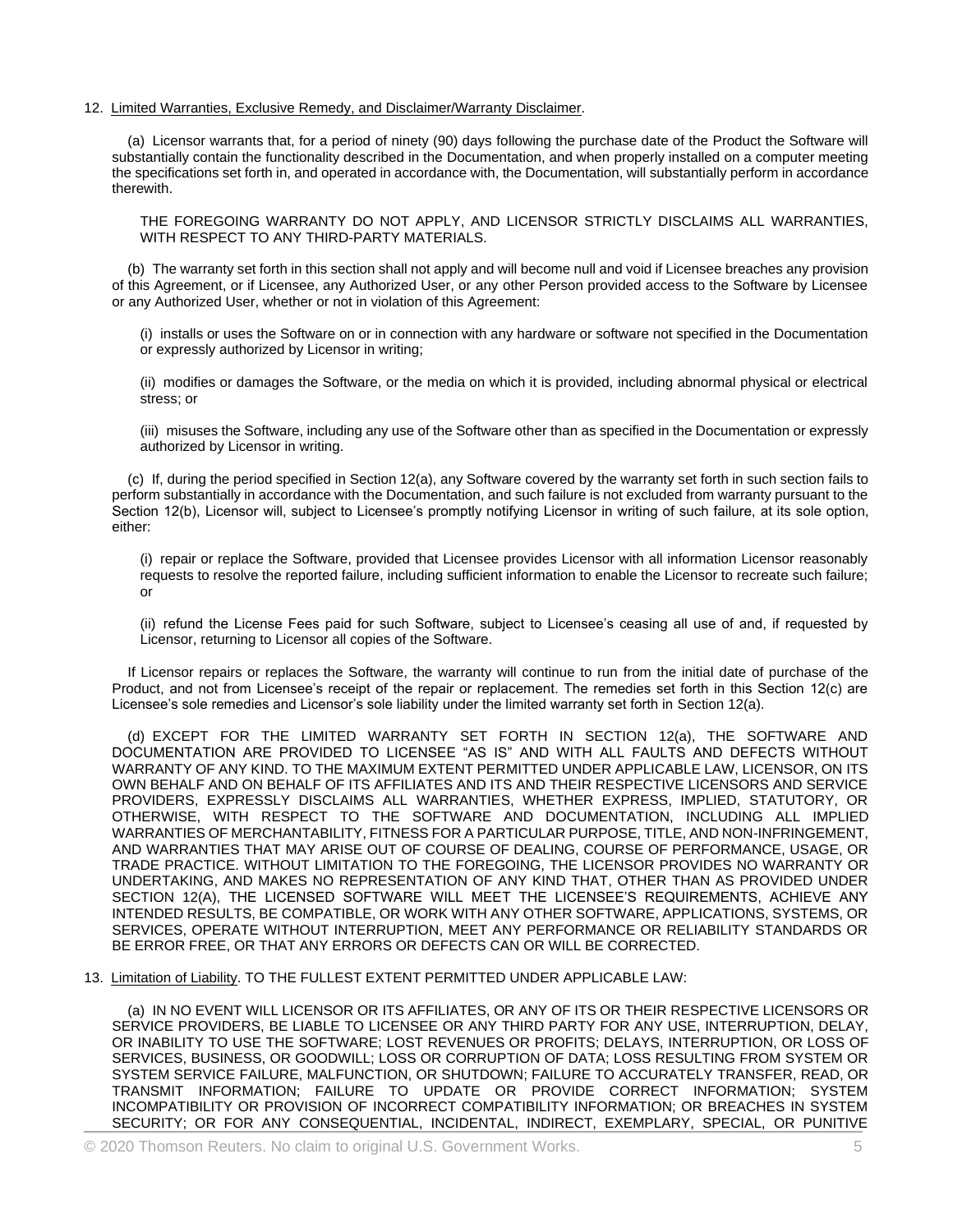12. Limited Warranties, Exclusive Remedy, and Disclaimer/Warranty Disclaimer.

(a) Licensor warrants that, for a period of ninety (90) days following the purchase date of the Product the Software will substantially contain the functionality described in the Documentation, and when properly installed on a computer meeting the specifications set forth in, and operated in accordance with, the Documentation, will substantially perform in accordance therewith.

THE FOREGOING WARRANTY DO NOT APPLY, AND LICENSOR STRICTLY DISCLAIMS ALL WARRANTIES, WITH RESPECT TO ANY THIRD-PARTY MATERIALS.

(b) The warranty set forth in this section shall not apply and will become null and void if Licensee breaches any provision of this Agreement, or if Licensee, any Authorized User, or any other Person provided access to the Software by Licensee or any Authorized User, whether or not in violation of this Agreement:

(i) installs or uses the Software on or in connection with any hardware or software not specified in the Documentation or expressly authorized by Licensor in writing;

(ii) modifies or damages the Software, or the media on which it is provided, including abnormal physical or electrical stress; or

(iii) misuses the Software, including any use of the Software other than as specified in the Documentation or expressly authorized by Licensor in writing.

(c) If, during the period specified in Section 12(a), any Software covered by the warranty set forth in such section fails to perform substantially in accordance with the Documentation, and such failure is not excluded from warranty pursuant to the Section 12(b), Licensor will, subject to Licensee's promptly notifying Licensor in writing of such failure, at its sole option, either:

(i) repair or replace the Software, provided that Licensee provides Licensor with all information Licensor reasonably requests to resolve the reported failure, including sufficient information to enable the Licensor to recreate such failure; or

(ii) refund the License Fees paid for such Software, subject to Licensee's ceasing all use of and, if requested by Licensor, returning to Licensor all copies of the Software.

If Licensor repairs or replaces the Software, the warranty will continue to run from the initial date of purchase of the Product, and not from Licensee's receipt of the repair or replacement. The remedies set forth in this Section 12(c) are Licensee's sole remedies and Licensor's sole liability under the limited warranty set forth in Section 12(a).

(d) EXCEPT FOR THE LIMITED WARRANTY SET FORTH IN SECTION 12(a), THE SOFTWARE AND DOCUMENTATION ARE PROVIDED TO LICENSEE "AS IS" AND WITH ALL FAULTS AND DEFECTS WITHOUT WARRANTY OF ANY KIND. TO THE MAXIMUM EXTENT PERMITTED UNDER APPLICABLE LAW, LICENSOR, ON ITS OWN BEHALF AND ON BEHALF OF ITS AFFILIATES AND ITS AND THEIR RESPECTIVE LICENSORS AND SERVICE PROVIDERS, EXPRESSLY DISCLAIMS ALL WARRANTIES, WHETHER EXPRESS, IMPLIED, STATUTORY, OR OTHERWISE, WITH RESPECT TO THE SOFTWARE AND DOCUMENTATION, INCLUDING ALL IMPLIED WARRANTIES OF MERCHANTABILITY, FITNESS FOR A PARTICULAR PURPOSE, TITLE, AND NON-INFRINGEMENT, AND WARRANTIES THAT MAY ARISE OUT OF COURSE OF DEALING, COURSE OF PERFORMANCE, USAGE, OR TRADE PRACTICE. WITHOUT LIMITATION TO THE FOREGOING, THE LICENSOR PROVIDES NO WARRANTY OR UNDERTAKING, AND MAKES NO REPRESENTATION OF ANY KIND THAT, OTHER THAN AS PROVIDED UNDER SECTION 12(A), THE LICENSED SOFTWARE WILL MEET THE LICENSEE'S REQUIREMENTS, ACHIEVE ANY INTENDED RESULTS, BE COMPATIBLE, OR WORK WITH ANY OTHER SOFTWARE, APPLICATIONS, SYSTEMS, OR SERVICES, OPERATE WITHOUT INTERRUPTION, MEET ANY PERFORMANCE OR RELIABILITY STANDARDS OR BE ERROR FREE, OR THAT ANY ERRORS OR DEFECTS CAN OR WILL BE CORRECTED.

13. Limitation of Liability. TO THE FULLEST EXTENT PERMITTED UNDER APPLICABLE LAW:

(a) IN NO EVENT WILL LICENSOR OR ITS AFFILIATES, OR ANY OF ITS OR THEIR RESPECTIVE LICENSORS OR SERVICE PROVIDERS, BE LIABLE TO LICENSEE OR ANY THIRD PARTY FOR ANY USE, INTERRUPTION, DELAY, OR INABILITY TO USE THE SOFTWARE; LOST REVENUES OR PROFITS; DELAYS, INTERRUPTION, OR LOSS OF SERVICES, BUSINESS, OR GOODWILL; LOSS OR CORRUPTION OF DATA; LOSS RESULTING FROM SYSTEM OR SYSTEM SERVICE FAILURE, MALFUNCTION, OR SHUTDOWN; FAILURE TO ACCURATELY TRANSFER, READ, OR TRANSMIT INFORMATION; FAILURE TO UPDATE OR PROVIDE CORRECT INFORMATION; SYSTEM INCOMPATIBILITY OR PROVISION OF INCORRECT COMPATIBILITY INFORMATION; OR BREACHES IN SYSTEM SECURITY; OR FOR ANY CONSEQUENTIAL, INCIDENTAL, INDIRECT, EXEMPLARY, SPECIAL, OR PUNITIVE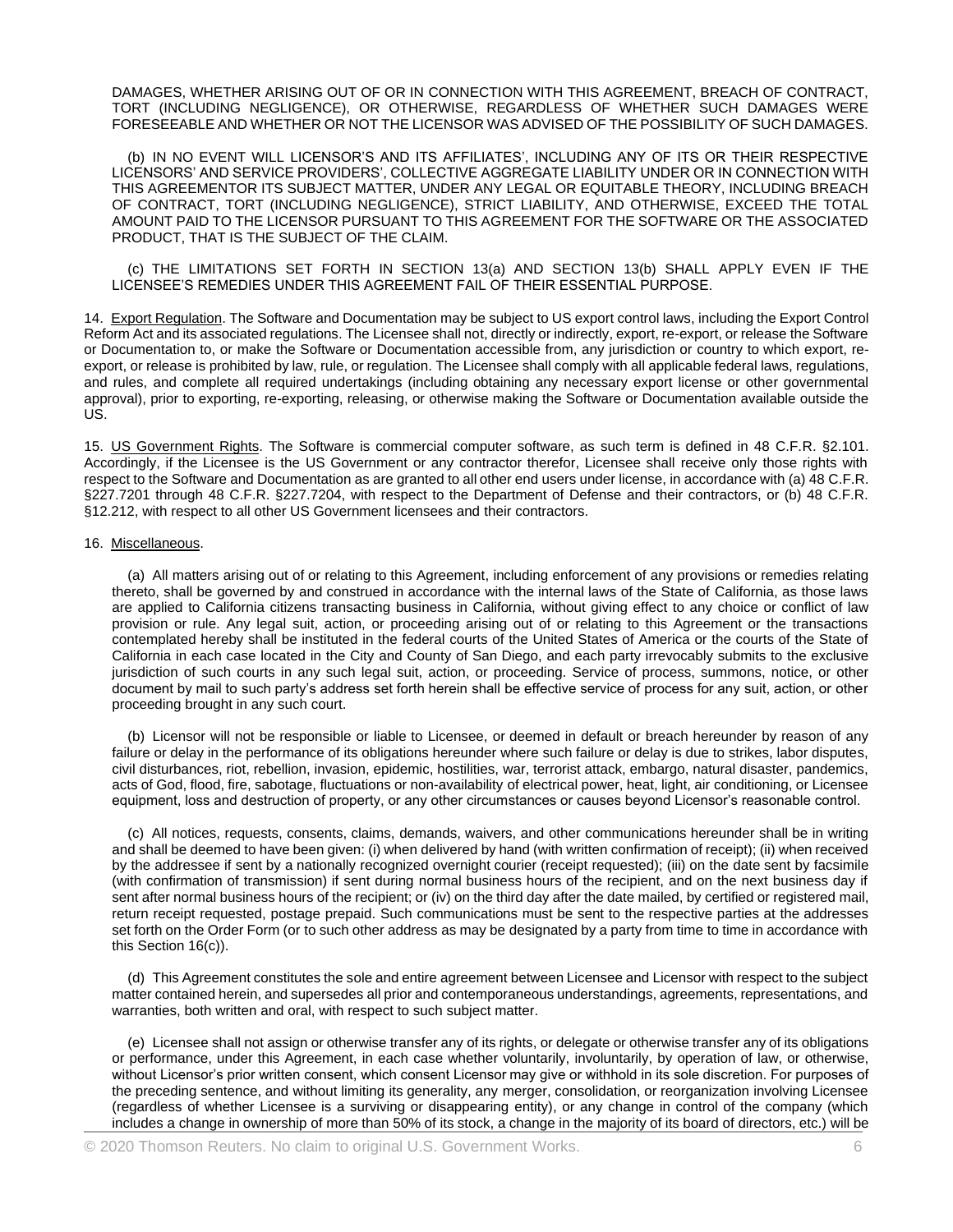DAMAGES, WHETHER ARISING OUT OF OR IN CONNECTION WITH THIS AGREEMENT, BREACH OF CONTRACT, TORT (INCLUDING NEGLIGENCE), OR OTHERWISE, REGARDLESS OF WHETHER SUCH DAMAGES WERE FORESEEABLE AND WHETHER OR NOT THE LICENSOR WAS ADVISED OF THE POSSIBILITY OF SUCH DAMAGES.

(b) IN NO EVENT WILL LICENSOR'S AND ITS AFFILIATES', INCLUDING ANY OF ITS OR THEIR RESPECTIVE LICENSORS' AND SERVICE PROVIDERS', COLLECTIVE AGGREGATE LIABILITY UNDER OR IN CONNECTION WITH THIS AGREEMENTOR ITS SUBJECT MATTER, UNDER ANY LEGAL OR EQUITABLE THEORY, INCLUDING BREACH OF CONTRACT, TORT (INCLUDING NEGLIGENCE), STRICT LIABILITY, AND OTHERWISE, EXCEED THE TOTAL AMOUNT PAID TO THE LICENSOR PURSUANT TO THIS AGREEMENT FOR THE SOFTWARE OR THE ASSOCIATED PRODUCT, THAT IS THE SUBJECT OF THE CLAIM.

(c) THE LIMITATIONS SET FORTH IN SECTION 13(a) AND SECTION 13(b) SHALL APPLY EVEN IF THE LICENSEE'S REMEDIES UNDER THIS AGREEMENT FAIL OF THEIR ESSENTIAL PURPOSE.

14. Export Regulation. The Software and Documentation may be subject to US export control laws, including the Export Control Reform Act and its associated regulations. The Licensee shall not, directly or indirectly, export, re-export, or release the Software or Documentation to, or make the Software or Documentation accessible from, any jurisdiction or country to which export, re-export, or release is prohibited by law, rule, or regulation. The Licensee shall comply with all applicable federal laws, regulations, and rules, and complete all required undertakings (including obtaining any necessary export license or other governmental approval), prior to exporting, re-exporting, releasing, or otherwise making the Software or Documentation available outside the US.

15. US Government Rights. The Software is commercial computer software, as such term is defined in 48 C.F.R. §2.101. Accordingly, if the Licensee is the US Government or any contractor therefor, Licensee shall receive only those rights with respect to the Software and Documentation as are granted to all other end users under license, in accordance with (a) 48 C.F.R. §227.7201 through 48 C.F.R. §227.7204, with respect to the Department of Defense and their contractors, or (b) 48 C.F.R. §12.212, with respect to all other US Government licensees and their contractors.

16. Miscellaneous.

(a) All matters arising out of or relating to this Agreement, including enforcement of any provisions or remedies relating thereto, shall be governed by and construed in accordance with the internal laws of the State of California, as those laws are applied to California citizens transacting business in California, without giving effect to any choice or conflict of law provision or rule. Any legal suit, action, or proceeding arising out of or relating to this Agreement or the transactions contemplated hereby shall be instituted in the federal courts of the United States of America or the courts of the State of California in each case located in the City and County of San Diego, and each party irrevocably submits to the exclusive jurisdiction of such courts in any such legal suit, action, or proceeding. Service of process, summons, notice, or other document by mail to such party's address set forth herein shall be effective service of process for any suit, action, or other proceeding brought in any such court.

(b) Licensor will not be responsible or liable to Licensee, or deemed in default or breach hereunder by reason of any failure or delay in the performance of its obligations hereunder where such failure or delay is due to strikes, labor disputes, civil disturbances, riot, rebellion, invasion, epidemic, hostilities, war, terrorist attack, embargo, natural disaster, pandemics, acts of God, flood, fire, sabotage, fluctuations or non-availability of electrical power, heat, light, air conditioning, or Licensee equipment, loss and destruction of property, or any other circumstances or causes beyond Licensor's reasonable control.

(c) All notices, requests, consents, claims, demands, waivers, and other communications hereunder shall be in writing and shall be deemed to have been given: (i) when delivered by hand (with written confirmation of receipt); (ii) when received by the addressee if sent by a nationally recognized overnight courier (receipt requested); (iii) on the date sent by facsimile (with confirmation of transmission) if sent during normal business hours of the recipient, and on the next business day if sent after normal business hours of the recipient; or (iv) on the third day after the date mailed, by certified or registered mail, return receipt requested, postage prepaid. Such communications must be sent to the respective parties at the addresses set forth on the Order Form (or to such other address as may be designated by a party from time to time in accordance with this Section 16(c)).

(d) This Agreement constitutes the sole and entire agreement between Licensee and Licensor with respect to the subject matter contained herein, and supersedes all prior and contemporaneous understandings, agreements, representations, and warranties, both written and oral, with respect to such subject matter.

(e) Licensee shall not assign or otherwise transfer any of its rights, or delegate or otherwise transfer any of its obligations or performance, under this Agreement, in each case whether voluntarily, involuntarily, by operation of law, or otherwise, without Licensor's prior written consent, which consent Licensor may give or withhold in its sole discretion. For purposes of the preceding sentence, and without limiting its generality, any merger, consolidation, or reorganization involving Licensee (regardless of whether Licensee is a surviving or disappearing entity), or any change in control of the company (which includes a change in ownership of more than 50% of its stock, a change in the majority of its board of directors, etc.) will be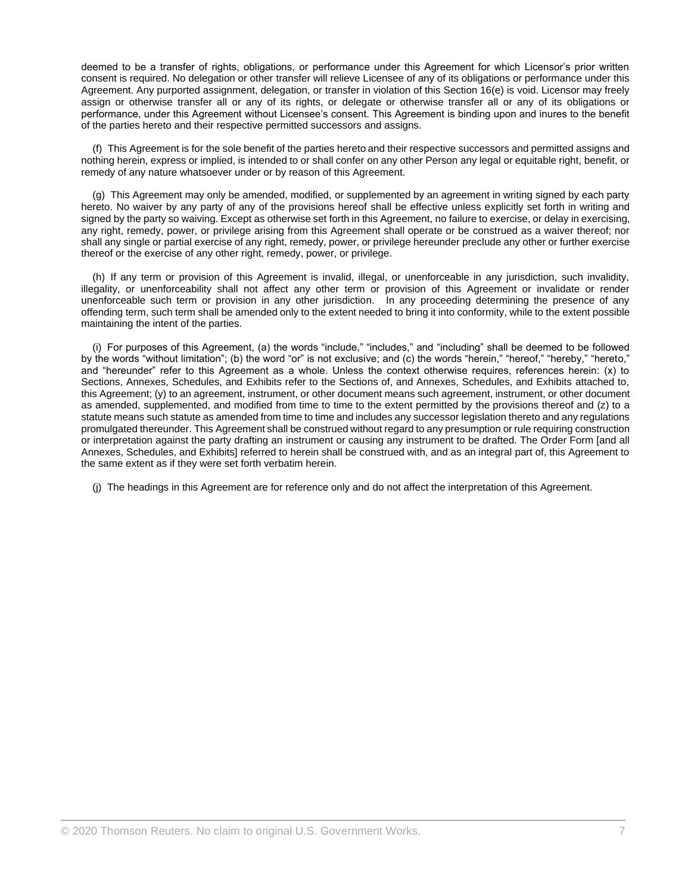deemed to be a transfer of rights, obligations, or performance under this Agreement for which Licensor's prior written consent is required. No delegation or other transfer will relieve Licensee of any of its obligations or performance under this Agreement. Any purported assignment, delegation, or transfer in violation of this Section 16(e) is void. Licensor may freely assign or otherwise transfer all or any of its rights, or delegate or otherwise transfer all or any of its obligations or performance, under this Agreement without Licensee's consent. This Agreement is binding upon and inures to the benefit of the parties hereto and their respective permitted successors and assigns.

(f) This Agreement is for the sole benefit of the parties hereto and their respective successors and permitted assigns and nothing herein, express or implied, is intended to or shall confer on any other Person any legal or equitable right, benefit, or remedy of any nature whatsoever under or by reason of this Agreement.

(g) This Agreement may only be amended, modified, or supplemented by an agreement in writing signed by each party hereto. No waiver by any party of any of the provisions hereof shall be effective unless explicitly set forth in writing and signed by the party so waiving. Except as otherwise set forth in this Agreement, no failure to exercise, or delay in exercising, any right, remedy, power, or privilege arising from this Agreement shall operate or be construed as a waiver thereof; nor shall any single or partial exercise of any right, remedy, power, or privilege hereunder preclude any other or further exercise thereof or the exercise of any other right, remedy, power, or privilege.

(h) If any term or provision of this Agreement is invalid, illegal, or unenforceable in any jurisdiction, such invalidity, illegality, or unenforceability shall not affect any other term or provision of this Agreement or invalidate or render unenforceable such term or provision in any other jurisdiction. In any proceeding determining the presence of any offending term, such term shall be amended only to the extent needed to bring it into conformity, while to the extent possible maintaining the intent of the parties.

(i) For purposes of this Agreement, (a) the words "include," "includes," and "including" shall be deemed to be followed by the words "without limitation"; (b) the word "or" is not exclusive; and (c) the words "herein," "hereof," "hereby," "hereto," and "hereunder" refer to this Agreement as a whole. Unless the context otherwise requires, references herein: (x) to Sections, Annexes, Schedules, and Exhibits refer to the Sections of, and Annexes, Schedules, and Exhibits attached to, this Agreement; (y) to an agreement, instrument, or other document means such agreement, instrument, or other document as amended, supplemented, and modified from time to time to the extent permitted by the provisions thereof and (z) to a statute means such statute as amended from time to time and includes any successor legislation thereto and any regulations promulgated thereunder. This Agreement shall be construed without regard to any presumption or rule requiring construction or interpretation against the party drafting an instrument or causing any instrument to be drafted. The Order Form [and all Annexes, Schedules, and Exhibits] referred to herein shall be construed with, and as an integral part of, this Agreement to the same extent as if they were set forth verbatim herein.

(j) The headings in this Agreement are for reference only and do not affect the interpretation of this Agreement.